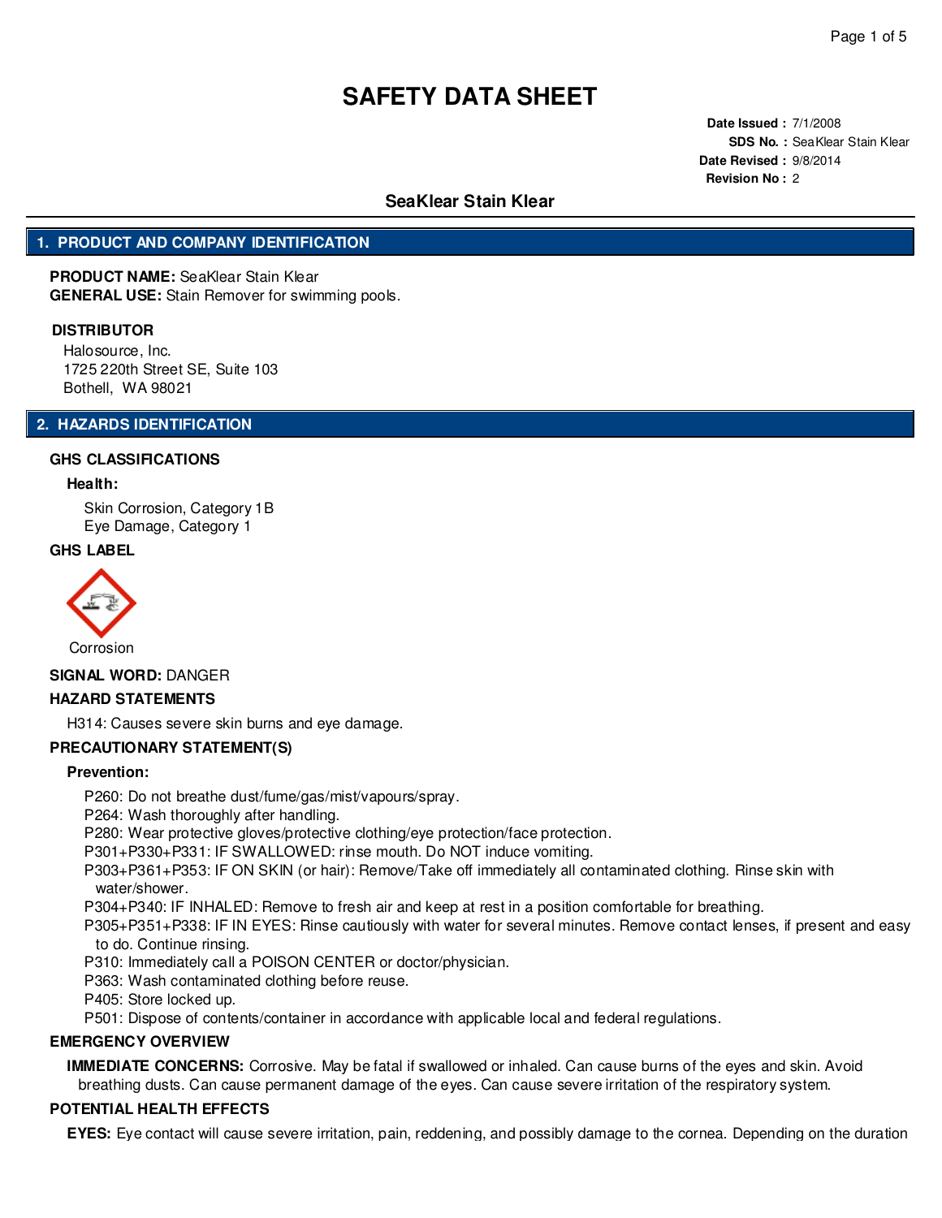# SAFETY DATA SHEET

**Date Issued :** 7/1/2008
**SDS No. :** SeaKlear Stain Klear
**Date Revised :** 9/8/2014
**Revision No :** 2

## SeaKlear Stain Klear

## 1. PRODUCT AND COMPANY IDENTIFICATION

**PRODUCT NAME:** SeaKlear Stain Klear
**GENERAL USE:** Stain Remover for swimming pools.

**DISTRIBUTOR**

Halosource, Inc.
1725 220th Street SE, Suite 103
Bothell, WA 98021

## 2. HAZARDS IDENTIFICATION

**GHS CLASSIFICATIONS**

**Health:**

Skin Corrosion, Category 1B
Eye Damage, Category 1

**GHS LABEL**

Corrosion

**SIGNAL WORD:** DANGER

**HAZARD STATEMENTS**

H314: Causes severe skin burns and eye damage.

**PRECAUTIONARY STATEMENT(S)**

**Prevention:**

P260: Do not breathe dust/fume/gas/mist/vapours/spray.
P264: Wash thoroughly after handling.
P280: Wear protective gloves/protective clothing/eye protection/face protection.
P301+P330+P331: IF SWALLOWED: rinse mouth. Do NOT induce vomiting.
P303+P361+P353: IF ON SKIN (or hair): Remove/Take off immediately all contaminated clothing. Rinse skin with water/shower.
P304+P340: IF INHALED: Remove to fresh air and keep at rest in a position comfortable for breathing.
P305+P351+P338: IF IN EYES: Rinse cautiously with water for several minutes. Remove contact lenses, if present and easy to do. Continue rinsing.
P310: Immediately call a POISON CENTER or doctor/physician.
P363: Wash contaminated clothing before reuse.
P405: Store locked up.
P501: Dispose of contents/container in accordance with applicable local and federal regulations.

**EMERGENCY OVERVIEW**

**IMMEDIATE CONCERNS:** Corrosive. May be fatal if swallowed or inhaled. Can cause burns of the eyes and skin. Avoid breathing dusts. Can cause permanent damage of the eyes. Can cause severe irritation of the respiratory system.

**POTENTIAL HEALTH EFFECTS**

**EYES:** Eye contact will cause severe irritation, pain, reddening, and possibly damage to the cornea. Depending on the duration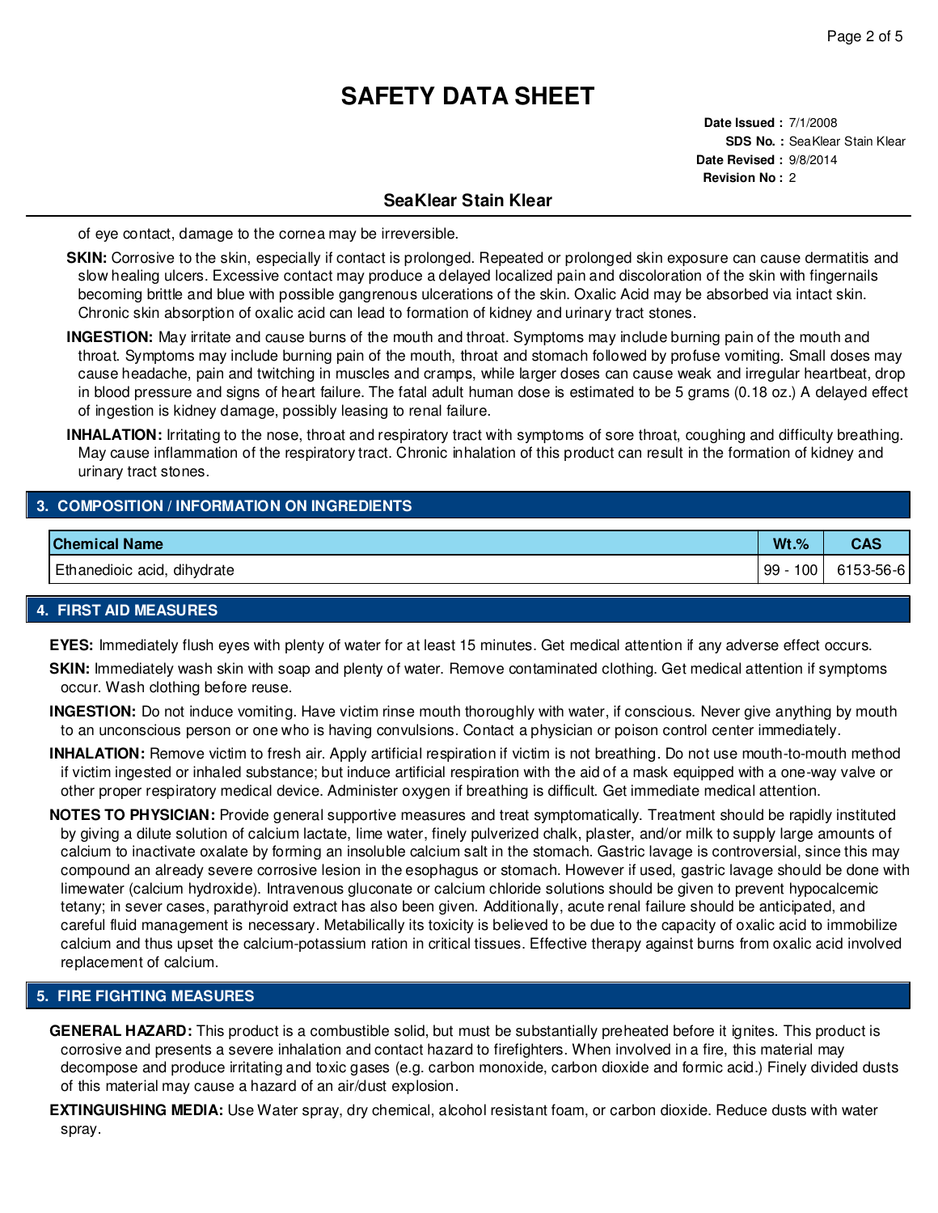of eye contact, damage to the cornea may be irreversible.

**SKIN:** Corrosive to the skin, especially if contact is prolonged. Repeated or prolonged skin exposure can cause dermatitis and slow healing ulcers. Excessive contact may produce a delayed localized pain and discoloration of the skin with fingernails becoming brittle and blue with possible gangrenous ulcerations of the skin. Oxalic Acid may be absorbed via intact skin. Chronic skin absorption of oxalic acid can lead to formation of kidney and urinary tract stones.

**INGESTION:** May irritate and cause burns of the mouth and throat. Symptoms may include burning pain of the mouth and throat. Symptoms may include burning pain of the mouth, throat and stomach followed by profuse vomiting. Small doses may cause headache, pain and twitching in muscles and cramps, while larger doses can cause weak and irregular heartbeat, drop in blood pressure and signs of heart failure. The fatal adult human dose is estimated to be 5 grams (0.18 oz.) A delayed effect of ingestion is kidney damage, possibly leasing to renal failure.

**INHALATION:** Irritating to the nose, throat and respiratory tract with symptoms of sore throat, coughing and difficulty breathing. May cause inflammation of the respiratory tract. Chronic inhalation of this product can result in the formation of kidney and urinary tract stones.

## 3. COMPOSITION / INFORMATION ON INGREDIENTS

| Chemical Name | Wt.% | CAS |
|---|---|---|
| Ethanedioic acid, dihydrate | 99 - 100 | 6153-56-6 |

## 4. FIRST AID MEASURES

**EYES:** Immediately flush eyes with plenty of water for at least 15 minutes. Get medical attention if any adverse effect occurs.

**SKIN:** Immediately wash skin with soap and plenty of water. Remove contaminated clothing. Get medical attention if symptoms occur. Wash clothing before reuse.

**INGESTION:** Do not induce vomiting. Have victim rinse mouth thoroughly with water, if conscious. Never give anything by mouth to an unconscious person or one who is having convulsions. Contact a physician or poison control center immediately.

**INHALATION:** Remove victim to fresh air. Apply artificial respiration if victim is not breathing. Do not use mouth-to-mouth method if victim ingested or inhaled substance; but induce artificial respiration with the aid of a mask equipped with a one-way valve or other proper respiratory medical device. Administer oxygen if breathing is difficult. Get immediate medical attention.

**NOTES TO PHYSICIAN:** Provide general supportive measures and treat symptomatically. Treatment should be rapidly instituted by giving a dilute solution of calcium lactate, lime water, finely pulverized chalk, plaster, and/or milk to supply large amounts of calcium to inactivate oxalate by forming an insoluble calcium salt in the stomach. Gastric lavage is controversial, since this may compound an already severe corrosive lesion in the esophagus or stomach. However if used, gastric lavage should be done with limewater (calcium hydroxide). Intravenous gluconate or calcium chloride solutions should be given to prevent hypocalcemic tetany; in sever cases, parathyroid extract has also been given. Additionally, acute renal failure should be anticipated, and careful fluid management is necessary. Metabilically its toxicity is believed to be due to the capacity of oxalic acid to immobilize calcium and thus upset the calcium-potassium ration in critical tissues. Effective therapy against burns from oxalic acid involved replacement of calcium.

## 5. FIRE FIGHTING MEASURES

**GENERAL HAZARD:** This product is a combustible solid, but must be substantially preheated before it ignites. This product is corrosive and presents a severe inhalation and contact hazard to firefighters. When involved in a fire, this material may decompose and produce irritating and toxic gases (e.g. carbon monoxide, carbon dioxide and formic acid.) Finely divided dusts of this material may cause a hazard of an air/dust explosion.

**EXTINGUISHING MEDIA:** Use Water spray, dry chemical, alcohol resistant foam, or carbon dioxide. Reduce dusts with water spray.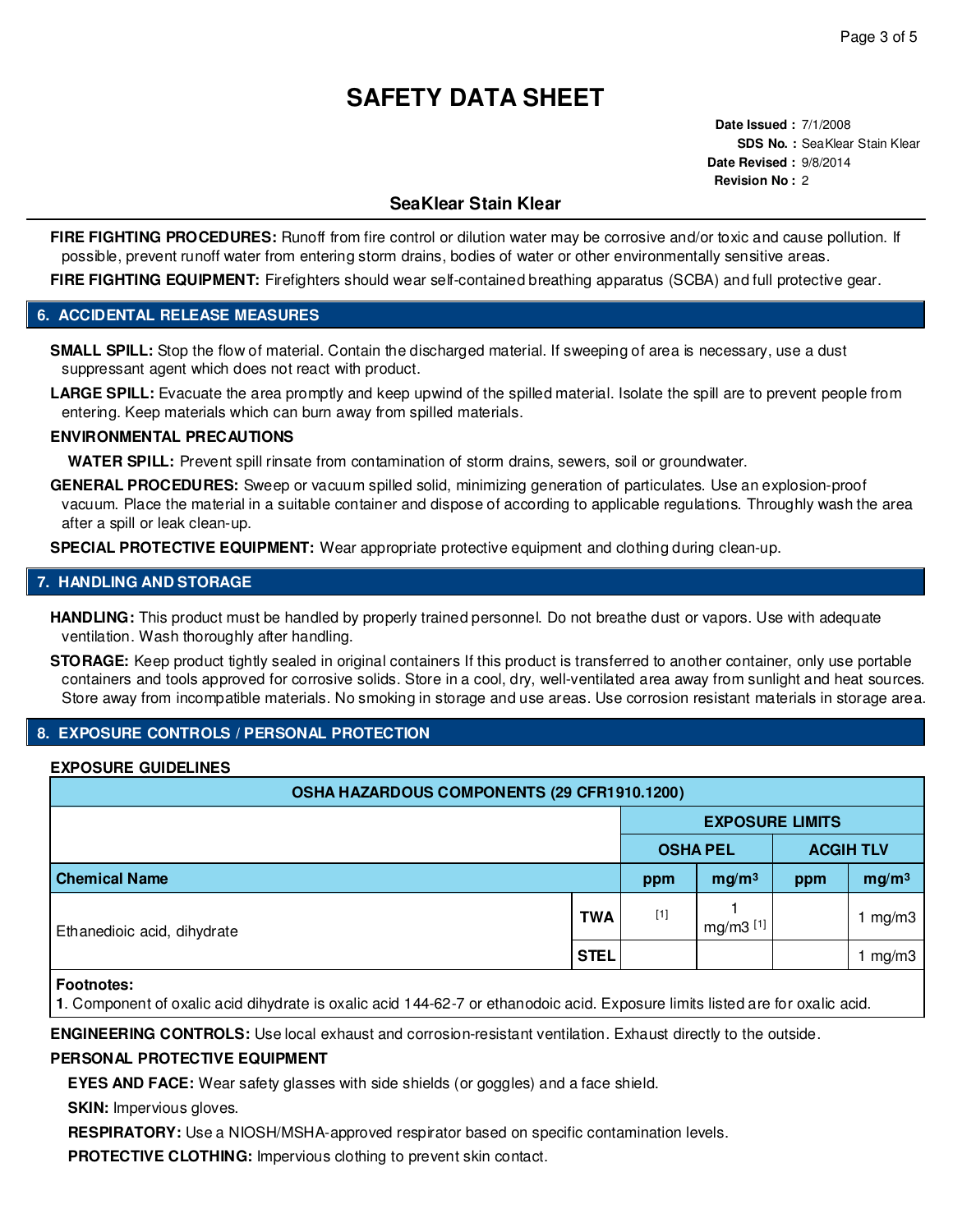# SAFETY DATA SHEET

**Date Issued :** 7/1/2008
**SDS No. :** SeaKlear Stain Klear
**Date Revised :** 9/8/2014
**Revision No :** 2

## SeaKlear Stain Klear

**FIRE FIGHTING PROCEDURES:** Runoff from fire control or dilution water may be corrosive and/or toxic and cause pollution. If possible, prevent runoff water from entering storm drains, bodies of water or other environmentally sensitive areas.

**FIRE FIGHTING EQUIPMENT:** Firefighters should wear self-contained breathing apparatus (SCBA) and full protective gear.

## 6. ACCIDENTAL RELEASE MEASURES

**SMALL SPILL:** Stop the flow of material. Contain the discharged material. If sweeping of area is necessary, use a dust suppressant agent which does not react with product.

**LARGE SPILL:** Evacuate the area promptly and keep upwind of the spilled material. Isolate the spill are to prevent people from entering. Keep materials which can burn away from spilled materials.

**ENVIRONMENTAL PRECAUTIONS**

**WATER SPILL:** Prevent spill rinsate from contamination of storm drains, sewers, soil or groundwater.

**GENERAL PROCEDURES:** Sweep or vacuum spilled solid, minimizing generation of particulates. Use an explosion-proof vacuum. Place the material in a suitable container and dispose of according to applicable regulations. Throughly wash the area after a spill or leak clean-up.

**SPECIAL PROTECTIVE EQUIPMENT:** Wear appropriate protective equipment and clothing during clean-up.

## 7. HANDLING AND STORAGE

**HANDLING:** This product must be handled by properly trained personnel. Do not breathe dust or vapors. Use with adequate ventilation. Wash thoroughly after handling.

**STORAGE:** Keep product tightly sealed in original containers If this product is transferred to another container, only use portable containers and tools approved for corrosive solids. Store in a cool, dry, well-ventilated area away from sunlight and heat sources. Store away from incompatible materials. No smoking in storage and use areas. Use corrosion resistant materials in storage area.

## 8. EXPOSURE CONTROLS / PERSONAL PROTECTION

**EXPOSURE GUIDELINES**

| OSHA HAZARDOUS COMPONENTS (29 CFR1910.1200) | | | | | | |
|---|---|---|---|---|---|---|
| | | EXPOSURE LIMITS | | | | |
| | | OSHA PEL | | ACGIH TLV | | |
| **Chemical Name** | | **ppm** | **mg/m³** | **ppm** | **mg/m³** | |
| Ethanedioic acid, dihydrate | **TWA** | [1] | 1 mg/m3 [1] | | 1 mg/m3 | |
| | **STEL** | | | | 1 mg/m3 | |

**Footnotes:**
**1**. Component of oxalic acid dihydrate is oxalic acid 144-62-7 or ethanodoic acid. Exposure limits listed are for oxalic acid.

**ENGINEERING CONTROLS:** Use local exhaust and corrosion-resistant ventilation. Exhaust directly to the outside.

**PERSONAL PROTECTIVE EQUIPMENT**

**EYES AND FACE:** Wear safety glasses with side shields (or goggles) and a face shield.

**SKIN:** Impervious gloves.

**RESPIRATORY:** Use a NIOSH/MSHA-approved respirator based on specific contamination levels.

**PROTECTIVE CLOTHING:** Impervious clothing to prevent skin contact.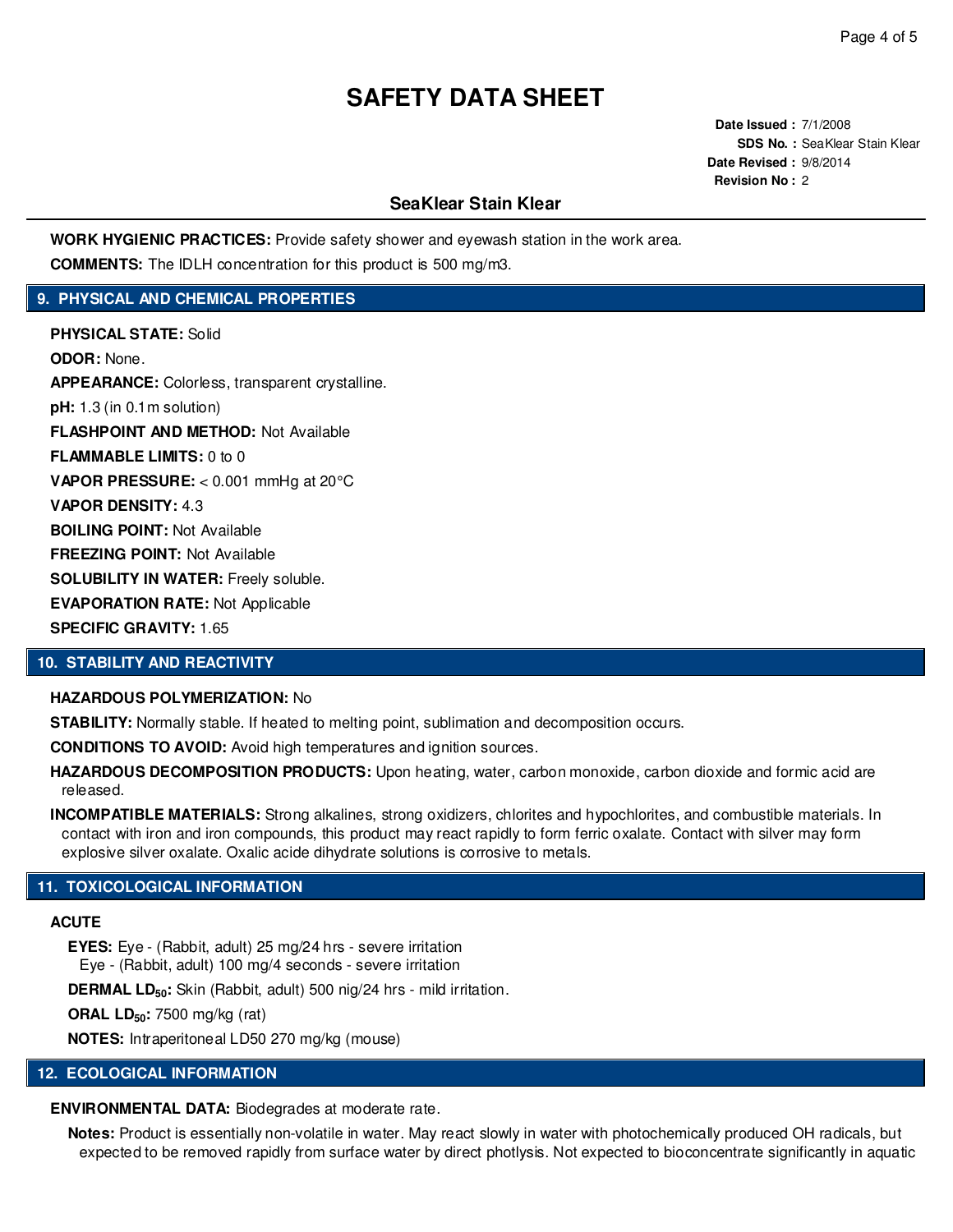# SAFETY DATA SHEET

**Date Issued :** 7/1/2008
**SDS No. :** SeaKlear Stain Klear
**Date Revised :** 9/8/2014
**Revision No :** 2

## SeaKlear Stain Klear

**WORK HYGIENIC PRACTICES:** Provide safety shower and eyewash station in the work area.

**COMMENTS:** The IDLH concentration for this product is 500 mg/m3.

## 9. PHYSICAL AND CHEMICAL PROPERTIES

**PHYSICAL STATE:** Solid

**ODOR:** None.

**APPEARANCE:** Colorless, transparent crystalline.

**pH:** 1.3 (in 0.1m solution)

**FLASHPOINT AND METHOD:** Not Available

**FLAMMABLE LIMITS:** 0 to 0

**VAPOR PRESSURE:** < 0.001 mmHg at 20°C

**VAPOR DENSITY:** 4.3

**BOILING POINT:** Not Available

**FREEZING POINT:** Not Available

**SOLUBILITY IN WATER:** Freely soluble.

**EVAPORATION RATE:** Not Applicable

**SPECIFIC GRAVITY:** 1.65

## 10. STABILITY AND REACTIVITY

**HAZARDOUS POLYMERIZATION:** No

**STABILITY:** Normally stable. If heated to melting point, sublimation and decomposition occurs.

**CONDITIONS TO AVOID:** Avoid high temperatures and ignition sources.

**HAZARDOUS DECOMPOSITION PRODUCTS:** Upon heating, water, carbon monoxide, carbon dioxide and formic acid are released.

**INCOMPATIBLE MATERIALS:** Strong alkalines, strong oxidizers, chlorites and hypochlorites, and combustible materials. In contact with iron and iron compounds, this product may react rapidly to form ferric oxalate. Contact with silver may form explosive silver oxalate. Oxalic acide dihydrate solutions is corrosive to metals.

## 11. TOXICOLOGICAL INFORMATION

**ACUTE**

**EYES:** Eye - (Rabbit, adult) 25 mg/24 hrs - severe irritation
Eye - (Rabbit, adult) 100 mg/4 seconds - severe irritation

**DERMAL $LD_{50}$:** Skin (Rabbit, adult) 500 nig/24 hrs - mild irritation.

**ORAL $LD_{50}$:** 7500 mg/kg (rat)

**NOTES:** Intraperitoneal LD50 270 mg/kg (mouse)

## 12. ECOLOGICAL INFORMATION

**ENVIRONMENTAL DATA:** Biodegrades at moderate rate.

**Notes:** Product is essentially non-volatile in water. May react slowly in water with photochemically produced OH radicals, but expected to be removed rapidly from surface water by direct photlysis. Not expected to bioconcentrate significantly in aquatic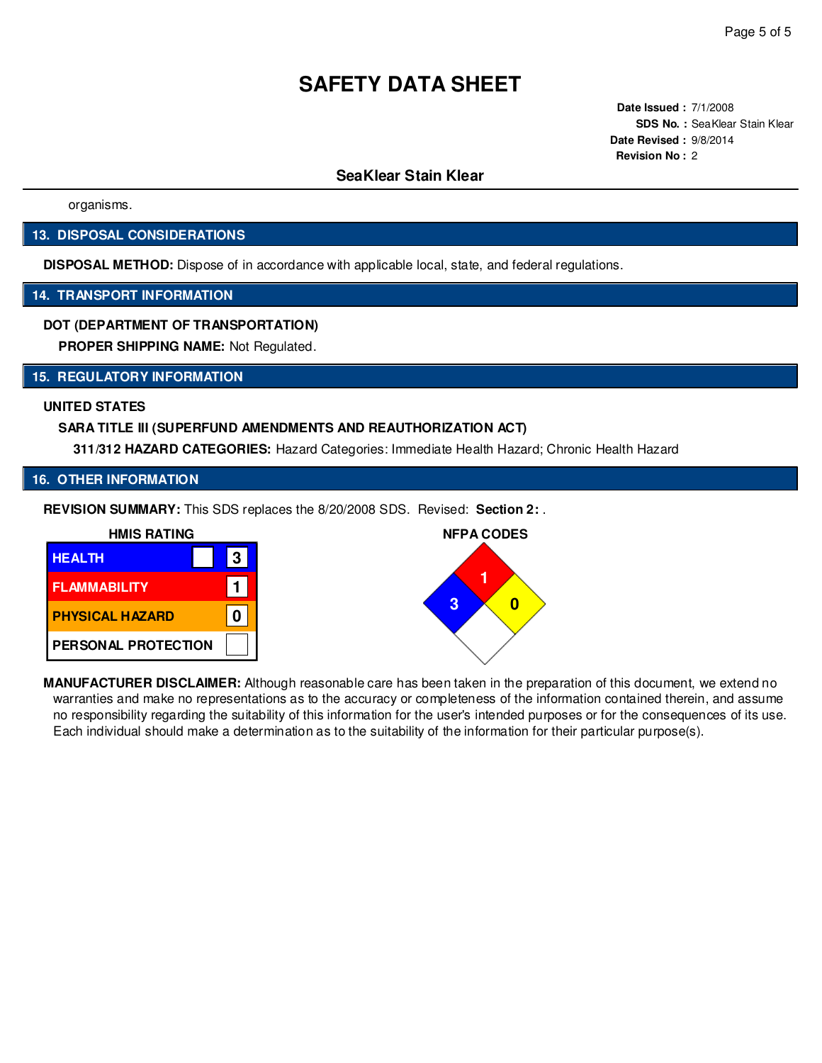# SAFETY DATA SHEET

**Date Issued :** 7/1/2008
**SDS No. :** SeaKlear Stain Klear
**Date Revised :** 9/8/2014
**Revision No :** 2

## SeaKlear Stain Klear

organisms.

## 13. DISPOSAL CONSIDERATIONS

**DISPOSAL METHOD:** Dispose of in accordance with applicable local, state, and federal regulations.

## 14. TRANSPORT INFORMATION

**DOT (DEPARTMENT OF TRANSPORTATION)**

**PROPER SHIPPING NAME:** Not Regulated.

## 15. REGULATORY INFORMATION

**UNITED STATES**

**SARA TITLE III (SUPERFUND AMENDMENTS AND REAUTHORIZATION ACT)**

**311/312 HAZARD CATEGORIES:** Hazard Categories: Immediate Health Hazard; Chronic Health Hazard

## 16. OTHER INFORMATION

**REVISION SUMMARY:** This SDS replaces the 8/20/2008 SDS. Revised: **Section 2:** .

**HMIS RATING**

| | |
|---|---|
| HEALTH | 3 |
| FLAMMABILITY | 1 |
| PHYSICAL HAZARD | 0 |
| PERSONAL PROTECTION | |

**NFPA CODES**

1

3

0

**MANUFACTURER DISCLAIMER:** Although reasonable care has been taken in the preparation of this document, we extend no warranties and make no representations as to the accuracy or completeness of the information contained therein, and assume no responsibility regarding the suitability of this information for the user's intended purposes or for the consequences of its use. Each individual should make a determination as to the suitability of the information for their particular purpose(s).